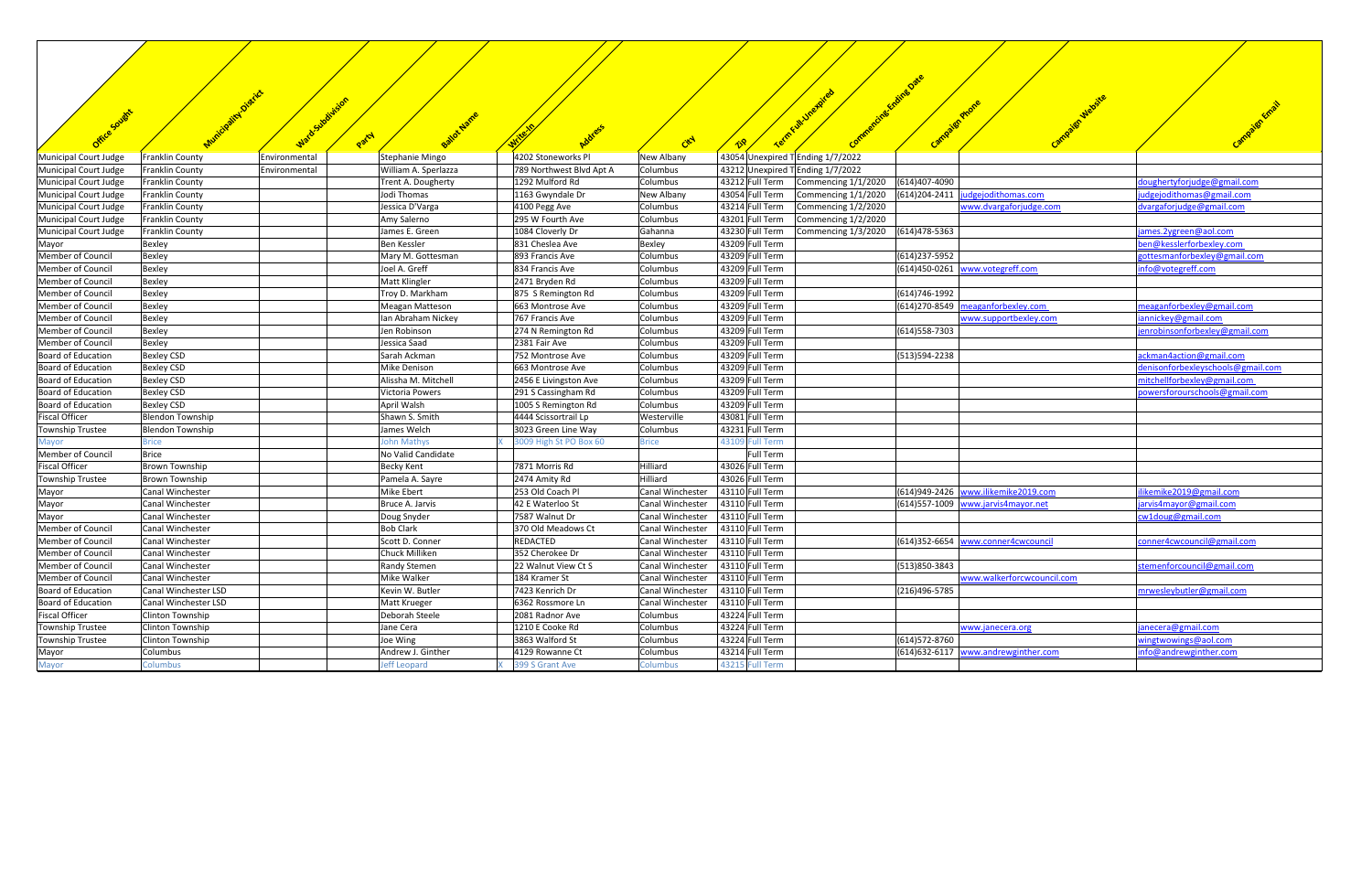| Office Sought | Municipality-District | Ward-Subdivision | Party | Ballot Name | Write-In | Address | City | Zip | Term Full-Unexpired | Commencing-Ending Date | Campaign Phone | Campaign Website | Campaign Email |
|---|---|---|---|---|---|---|---|---|---|---|---|---|---|
| Municipal Court Judge | Franklin County | Environmental | | Stephanie Mingo | | 4202 Stoneworks Pl | New Albany | 43054 | Unexpired T | Ending 1/7/2022 | | | |
| Municipal Court Judge | Franklin County | Environmental | | William A. Sperlazza | | 789 Northwest Blvd Apt A | Columbus | 43212 | Unexpired T | Ending 1/7/2022 | | | |
| Municipal Court Judge | Franklin County | | | Trent A. Dougherty | | 1292 Mulford Rd | Columbus | 43212 | Full Term | Commencing 1/1/2020 | (614)407-4090 | | doughertyforjudge@gmail.com |
| Municipal Court Judge | Franklin County | | | Jodi Thomas | | 1163 Gwyndale Dr | New Albany | 43054 | Full Term | Commencing 1/1/2020 | (614)204-2411 | judgejodithomas.com | judgejodithomas@gmail.com |
| Municipal Court Judge | Franklin County | | | Jessica D'Varga | | 4100 Pegg Ave | Columbus | 43214 | Full Term | Commencing 1/2/2020 | | www.dvargaforjudge.com | dvargaforjudge@gmail.com |
| Municipal Court Judge | Franklin County | | | Amy Salerno | | 295 W Fourth Ave | Columbus | 43201 | Full Term | Commencing 1/2/2020 | | | |
| Municipal Court Judge | Franklin County | | | James E. Green | | 1084 Cloverly Dr | Gahanna | 43230 | Full Term | Commencing 1/3/2020 | (614)478-5363 | | james.2ygreen@aol.com |
| Mayor | Bexley | | | Ben Kessler | | 831 Cheslea Ave | Bexley | 43209 | Full Term | | | | ben@kesslerforbexley.com |
| Member of Council | Bexley | | | Mary M. Gottesman | | 893 Francis Ave | Columbus | 43209 | Full Term | | (614)237-5952 | | gottesmanforbexley@gmail.com |
| Member of Council | Bexley | | | Joel A. Greff | | 834 Francis Ave | Columbus | 43209 | Full Term | | (614)450-0261 | www.votegreff.com | info@votegreff.com |
| Member of Council | Bexley | | | Matt Klingler | | 2471 Bryden Rd | Columbus | 43209 | Full Term | | | | |
| Member of Council | Bexley | | | Troy D. Markham | | 875 S Remington Rd | Columbus | 43209 | Full Term | | (614)746-1992 | | |
| Member of Council | Bexley | | | Meagan Matteson | | 663 Montrose Ave | Columbus | 43209 | Full Term | | (614)270-8549 | meaganforbexley.com | meaganforbexley@gmail.com |
| Member of Council | Bexley | | | Ian Abraham Nickey | | 767 Francis Ave | Columbus | 43209 | Full Term | | | www.supportbexley.com | iannickey@gmail.com |
| Member of Council | Bexley | | | Jen Robinson | | 274 N Remington Rd | Columbus | 43209 | Full Term | | (614)558-7303 | | jenrobinsonforbexley@gmail.com |
| Member of Council | Bexley | | | Jessica Saad | | 2381 Fair Ave | Columbus | 43209 | Full Term | | | | |
| Board of Education | Bexley CSD | | | Sarah Ackman | | 752 Montrose Ave | Columbus | 43209 | Full Term | | (513)594-2238 | | ackman4action@gmail.com |
| Board of Education | Bexley CSD | | | Mike Denison | | 663 Montrose Ave | Columbus | 43209 | Full Term | | | | denisonforbexleyschools@gmail.com |
| Board of Education | Bexley CSD | | | Alissha M. Mitchell | | 2456 E Livingston Ave | Columbus | 43209 | Full Term | | | | mitchellforbexley@gmail.com |
| Board of Education | Bexley CSD | | | Victoria Powers | | 291 S Cassingham Rd | Columbus | 43209 | Full Term | | | | powersforourschools@gmail.com |
| Board of Education | Bexley CSD | | | April Walsh | | 1005 S Remington Rd | Columbus | 43209 | Full Term | | | | |
| Fiscal Officer | Blendon Township | | | Shawn S. Smith | | 4444 Scissortrail Lp | Westerville | 43081 | Full Term | | | | |
| Township Trustee | Blendon Township | | | James Welch | | 3023 Green Line Way | Columbus | 43231 | Full Term | | | | |
| Mayor | Brice | | | John Mathys | X | 3009 High St PO Box 60 | Brice | 43109 | Full Term | | | | |
| Member of Council | Brice | | | No Valid Candidate | | | | | Full Term | | | | |
| Fiscal Officer | Brown Township | | | Becky Kent | | 7871 Morris Rd | Hilliard | 43026 | Full Term | | | | |
| Township Trustee | Brown Township | | | Pamela A. Sayre | | 2474 Amity Rd | Hilliard | 43026 | Full Term | | | | |
| Mayor | Canal Winchester | | | Mike Ebert | | 253 Old Coach Pl | Canal Winchester | 43110 | Full Term | | (614)949-2426 | www.ilikemike2019.com | ilikemike2019@gmail.com |
| Mayor | Canal Winchester | | | Bruce A. Jarvis | | 42 E Waterloo St | Canal Winchester | 43110 | Full Term | | (614)557-1009 | www.jarvis4mayor.net | jarvis4mayor@gmail.com |
| Mayor | Canal Winchester | | | Doug Snyder | | 7587 Walnut Dr | Canal Winchester | 43110 | Full Term | | | | cw1doug@gmail.com |
| Member of Council | Canal Winchester | | | Bob Clark | | 370 Old Meadows Ct | Canal Winchester | 43110 | Full Term | | | | |
| Member of Council | Canal Winchester | | | Scott D. Conner | | REDACTED | Canal Winchester | 43110 | Full Term | | (614)352-6654 | www.conner4cwcouncil | conner4cwcouncil@gmail.com |
| Member of Council | Canal Winchester | | | Chuck Milliken | | 352 Cherokee Dr | Canal Winchester | 43110 | Full Term | | | | |
| Member of Council | Canal Winchester | | | Randy Stemen | | 22 Walnut View Ct S | Canal Winchester | 43110 | Full Term | | (513)850-3843 | | stemenforcouncil@gmail.com |
| Member of Council | Canal Winchester | | | Mike Walker | | 184 Kramer St | Canal Winchester | 43110 | Full Term | | | www.walkerforcwcouncil.com | |
| Board of Education | Canal Winchester LSD | | | Kevin W. Butler | | 7423 Kenrich Dr | Canal Winchester | 43110 | Full Term | | (216)496-5785 | | mrwesleybutler@gmail.com |
| Board of Education | Canal Winchester LSD | | | Matt Krueger | | 6362 Rossmore Ln | Canal Winchester | 43110 | Full Term | | | | |
| Fiscal Officer | Clinton Township | | | Deborah Steele | | 2081 Radnor Ave | Columbus | 43224 | Full Term | | | | |
| Township Trustee | Clinton Township | | | Jane Cera | | 1210 E Cooke Rd | Columbus | 43224 | Full Term | | | www.janecera.org | janecera@gmail.com |
| Township Trustee | Clinton Township | | | Joe Wing | | 3863 Walford St | Columbus | 43224 | Full Term | | (614)572-8760 | | wingtwowings@aol.com |
| Mayor | Columbus | | | Andrew J. Ginther | | 4129 Rowanne Ct | Columbus | 43214 | Full Term | | (614)632-6117 | www.andrewginther.com | info@andrewginther.com |
| Mayor | Columbus | | | Jeff Leopard | X | 399 S Grant Ave | Columbus | 43215 | Full Term | | | | |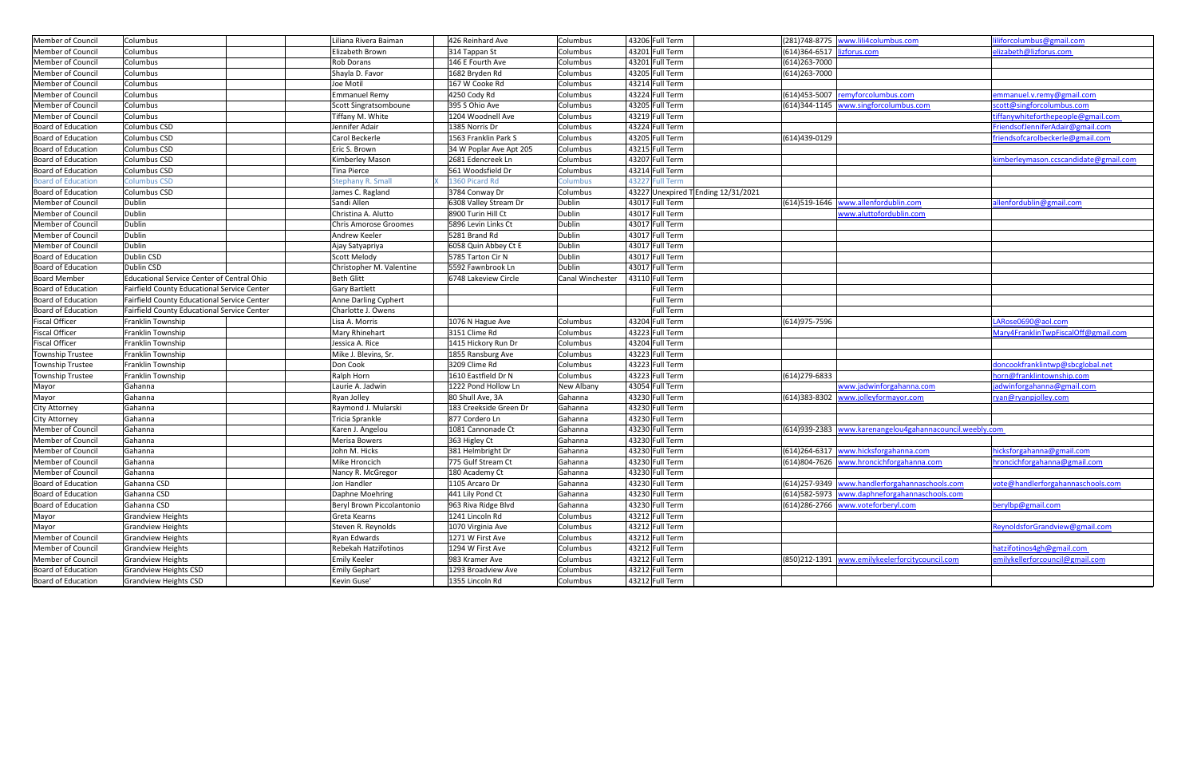| | | | | | | | | | | | |
|---|---|---|---|---|---|---|---|---|---|---|---|
| Member of Council | Columbus | | | Liliana Rivera Baiman | 426 Reinhard Ave | Columbus | 43206 | Full Term | (281)748-8775 | www.lili4columbus.com | liliforcolumbus@gmail.com |
| Member of Council | Columbus | | | Elizabeth Brown | 314 Tappan St | Columbus | 43201 | Full Term | (614)364-6517 | lizforus.com | elizabeth@lizforus.com |
| Member of Council | Columbus | | | Rob Dorans | 146 E Fourth Ave | Columbus | 43201 | Full Term | (614)263-7000 | | |
| Member of Council | Columbus | | | Shayla D. Favor | 1682 Bryden Rd | Columbus | 43205 | Full Term | (614)263-7000 | | |
| Member of Council | Columbus | | | Joe Motil | 167 W Cooke Rd | Columbus | 43214 | Full Term | | | |
| Member of Council | Columbus | | | Emmanuel Remy | 4250 Cody Rd | Columbus | 43224 | Full Term | (614)453-5007 | remyforcolumbus.com | emmanuel.v.remy@gmail.com |
| Member of Council | Columbus | | | Scott Singratsomboune | 395 S Ohio Ave | Columbus | 43205 | Full Term | (614)344-1145 | www.singforcolumbus.com | scott@singforcolumbus.com |
| Member of Council | Columbus | | | Tiffany M. White | 1204 Woodnell Ave | Columbus | 43219 | Full Term | | | tiffanywhiteforthepeople@gmail.com |
| Board of Education | Columbus CSD | | | Jennifer Adair | 1385 Norris Dr | Columbus | 43224 | Full Term | | | FriendsofJenniferAdair@gmail.com |
| Board of Education | Columbus CSD | | | Carol Beckerle | 1563 Franklin Park S | Columbus | 43205 | Full Term | (614)439-0129 | | friendsofcarolbeckerle@gmail.com |
| Board of Education | Columbus CSD | | | Eric S. Brown | 34 W Poplar Ave Apt 205 | Columbus | 43215 | Full Term | | | |
| Board of Education | Columbus CSD | | | Kimberley Mason | 2681 Edencreek Ln | Columbus | 43207 | Full Term | | | kimberleymason.ccscandidate@gmail.com |
| Board of Education | Columbus CSD | | | Tina Pierce | 561 Woodsfield Dr | Columbus | 43214 | Full Term | | | |
| Board of Education | Columbus CSD | | X | Stephany R. Small | 1360 Picard Rd | Columbus | 43227 | Full Term | | | |
| Board of Education | Columbus CSD | | | James C. Ragland | 3784 Conway Dr | Columbus | 43227 | Unexpired T Ending 12/31/2021 | | | |
| Member of Council | Dublin | | | Sandi Allen | 6308 Valley Stream Dr | Dublin | 43017 | Full Term | (614)519-1646 | www.allenfordublin.com | allenfordublin@gmail.com |
| Member of Council | Dublin | | | Christina A. Alutto | 8900 Turin Hill Ct | Dublin | 43017 | Full Term | | www.aluttofordublin.com | |
| Member of Council | Dublin | | | Chris Amorose Groomes | 5896 Levin Links Ct | Dublin | 43017 | Full Term | | | |
| Member of Council | Dublin | | | Andrew Keeler | 5281 Brand Rd | Dublin | 43017 | Full Term | | | |
| Member of Council | Dublin | | | Ajay Satyapriya | 6058 Quin Abbey Ct E | Dublin | 43017 | Full Term | | | |
| Board of Education | Dublin CSD | | | Scott Melody | 5785 Tarton Cir N | Dublin | 43017 | Full Term | | | |
| Board of Education | Dublin CSD | | | Christopher M. Valentine | 5592 Fawnbrook Ln | Dublin | 43017 | Full Term | | | |
| Board Member | Educational Service Center of Central Ohio | | | Beth Glitt | 6748 Lakeview Circle | Canal Winchester | 43110 | Full Term | | | |
| Board of Education | Fairfield County Educational Service Center | | | Gary Bartlett | | | | Full Term | | | |
| Board of Education | Fairfield County Educational Service Center | | | Anne Darling Cyphert | | | | Full Term | | | |
| Board of Education | Fairfield County Educational Service Center | | | Charlotte J. Owens | | | | Full Term | | | |
| Fiscal Officer | Franklin Township | | | Lisa A. Morris | 1076 N Hague Ave | Columbus | 43204 | Full Term | (614)975-7596 | | LARose0690@aol.com |
| Fiscal Officer | Franklin Township | | | Mary Rhinehart | 3151 Clime Rd | Columbus | 43223 | Full Term | | | Mary4FranklinTwpFiscalOff@gmail.com |
| Fiscal Officer | Franklin Township | | | Jessica A. Rice | 1415 Hickory Run Dr | Columbus | 43204 | Full Term | | | |
| Township Trustee | Franklin Township | | | Mike J. Blevins, Sr. | 1855 Ransburg Ave | Columbus | 43223 | Full Term | | | |
| Township Trustee | Franklin Township | | | Don Cook | 3209 Clime Rd | Columbus | 43223 | Full Term | | | doncookfranklintwp@sbcglobal.net |
| Township Trustee | Franklin Township | | | Ralph Horn | 1610 Eastfield Dr N | Columbus | 43223 | Full Term | (614)279-6833 | | horn@franklintownship.com |
| Mayor | Gahanna | | | Laurie A. Jadwin | 1222 Pond Hollow Ln | New Albany | 43054 | Full Term | | www.jadwinforgahanna.com | jadwinforgahanna@gmail.com |
| Mayor | Gahanna | | | Ryan Jolley | 80 Shull Ave, 3A | Gahanna | 43230 | Full Term | (614)383-8302 | www.jolleyformayor.com | ryan@ryanpjolley.com |
| City Attorney | Gahanna | | | Raymond J. Mularski | 183 Creekside Green Dr | Gahanna | 43230 | Full Term | | | |
| City Attorney | Gahanna | | | Tricia Sprankle | 877 Cordero Ln | Gahanna | 43230 | Full Term | | | |
| Member of Council | Gahanna | | | Karen J. Angelou | 1081 Cannonade Ct | Gahanna | 43230 | Full Term | (614)939-2383 | www.karenangelou4gahannacouncil.weebly.com | |
| Member of Council | Gahanna | | | Merisa Bowers | 363 Higley Ct | Gahanna | 43230 | Full Term | | | |
| Member of Council | Gahanna | | | John M. Hicks | 381 Helmbright Dr | Gahanna | 43230 | Full Term | (614)264-6317 | www.hicksforgahanna.com | hicksforgahanna@gmail.com |
| Member of Council | Gahanna | | | Mike Hroncich | 775 Gulf Stream Ct | Gahanna | 43230 | Full Term | (614)804-7626 | www.hroncichforgahanna.com | hroncichforgahanna@gmail.com |
| Member of Council | Gahanna | | | Nancy R. McGregor | 180 Academy Ct | Gahanna | 43230 | Full Term | | | |
| Board of Education | Gahanna CSD | | | Jon Handler | 1105 Arcaro Dr | Gahanna | 43230 | Full Term | (614)257-9349 | www.handlerforgahannaschools.com | vote@handlerforgahannaschools.com |
| Board of Education | Gahanna CSD | | | Daphne Moehring | 441 Lily Pond Ct | Gahanna | 43230 | Full Term | (614)582-5973 | www.daphneforgahannaschools.com | |
| Board of Education | Gahanna CSD | | | Beryl Brown Piccolantonio | 963 Riva Ridge Blvd | Gahanna | 43230 | Full Term | (614)286-2766 | www.voteforberyl.com | berylbp@gmail.com |
| Mayor | Grandview Heights | | | Greta Kearns | 1241 Lincoln Rd | Columbus | 43212 | Full Term | | | |
| Mayor | Grandview Heights | | | Steven R. Reynolds | 1070 Virginia Ave | Columbus | 43212 | Full Term | | | ReynoldsforGrandview@gmail.com |
| Member of Council | Grandview Heights | | | Ryan Edwards | 1271 W First Ave | Columbus | 43212 | Full Term | | | |
| Member of Council | Grandview Heights | | | Rebekah Hatzifotinos | 1294 W First Ave | Columbus | 43212 | Full Term | | | hatzifotinos4gh@gmail.com |
| Member of Council | Grandview Heights | | | Emily Keeler | 983 Kramer Ave | Columbus | 43212 | Full Term | (850)212-1391 | www.emilykeelerforcitycouncil.com | emilykellerforcouncil@gmail.com |
| Board of Education | Grandview Heights CSD | | | Emily Gephart | 1293 Broadview Ave | Columbus | 43212 | Full Term | | | |
| Board of Education | Grandview Heights CSD | | | Kevin Guse' | 1355 Lincoln Rd | Columbus | 43212 | Full Term | | | |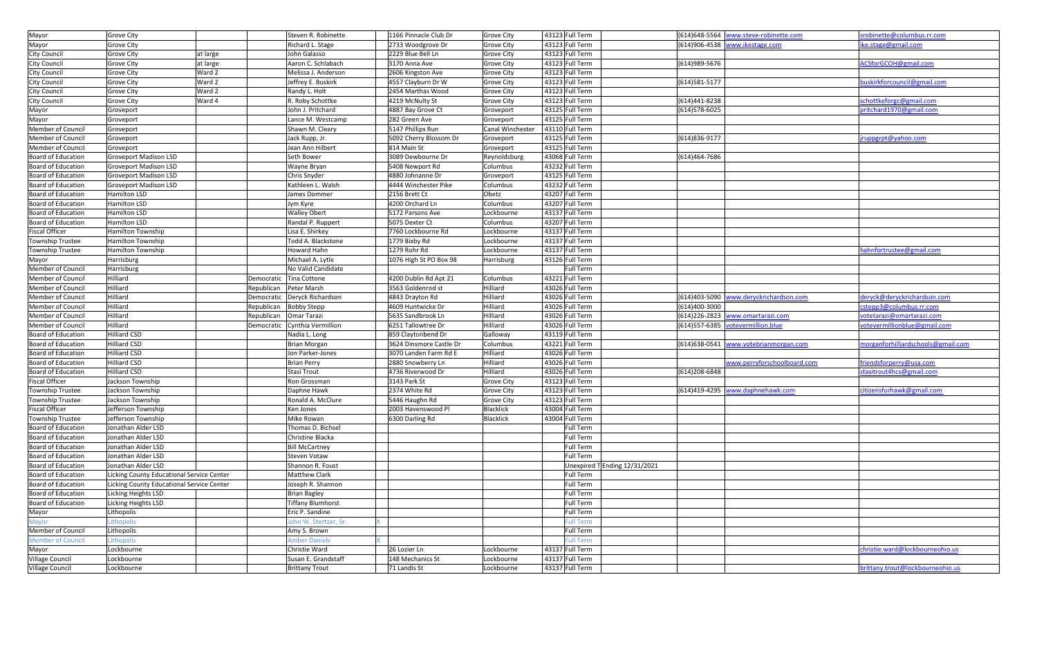| | | | | | | | | | | | | |
|---|---|---|---|---|---|---|---|---|---|---|---|---|
| Mayor | Grove City | | | Steven R. Robinette | 1166 Pinnacle Club Dr | Grove City | 43123 | Full Term | | (614)648-5564 | www.steve-robinette.com | srobinette@columbus.rr.com |
| Mayor | Grove City | | | Richard L. Stage | 2733 Woodgrove Dr | Grove City | 43123 | Full Term | | (614)906-4538 | www.ikestage.com | ike.stage@gmail.com |
| City Council | Grove City | at large | | John Galasso | 2229 Blue Bell Ln | Grove City | 43123 | Full Term | | | | |
| City Council | Grove City | at large | | Aaron C. Schlabach | 3170 Anna Ave | Grove City | 43123 | Full Term | | (614)989-5676 | | ACSforGCOH@gmail.com |
| City Council | Grove City | Ward 2 | | Melissa J. Anderson | 2606 Kingston Ave | Grove City | 43123 | Full Term | | | | |
| City Council | Grove City | Ward 2 | | Jeffrey E. Buskirk | 4557 Clayburn Dr W | Grove City | 43123 | Full Term | | (614)581-5177 | | buskirkforcouncil@gmail.com |
| City Council | Grove City | Ward 2 | | Randy L. Holt | 2454 Marthas Wood | Grove City | 43123 | Full Term | | | | |
| City Council | Grove City | Ward 4 | | R. Roby Schottke | 4219 McNulty St | Grove City | 43123 | Full Term | | (614)441-8238 | | schottkeforgc@gmail.com |
| Mayor | Groveport | | | John J. Pritchard | 4887 Bay Grove Ct | Groveport | 43125 | Full Term | | (614)578-6025 | | pritchard1970@gmail.com |
| Mayor | Groveport | | | Lance M. Westcamp | 282 Green Ave | Groveport | 43125 | Full Term | | | | |
| Member of Council | Groveport | | | Shawn M. Cleary | 5147 Phillips Run | Canal Winchester | 43110 | Full Term | | | | |
| Member of Council | Groveport | | | Jack Rupp, Jr. | 5092 Cherry Blossom Dr | Groveport | 43125 | Full Term | | (614)836-9177 | | jruppgrpt@yahoo.com |
| Member of Council | Groveport | | | Jean Ann Hilbert | 814 Main St | Groveport | 43125 | Full Term | | | | |
| Board of Education | Groveport Madison LSD | | | Seth Bower | 3089 Dewbourne Dr | Reynoldsburg | 43068 | Full Term | | (614)464-7686 | | |
| Board of Education | Groveport Madison LSD | | | Wayne Bryan | 5408 Newport Rd | Columbus | 43232 | Full Term | | | | |
| Board of Education | Groveport Madison LSD | | | Chris Snyder | 4880 Johnanne Dr | Groveport | 43125 | Full Term | | | | |
| Board of Education | Groveport Madison LSD | | | Kathleen L. Walsh | 4444 Winchester Pike | Columbus | 43232 | Full Term | | | | |
| Board of Education | Hamilton LSD | | | James Dommer | 2156 Brett Ct | Obetz | 43207 | Full Term | | | | |
| Board of Education | Hamilton LSD | | | Jym Kyre | 4200 Orchard Ln | Columbus | 43207 | Full Term | | | | |
| Board of Education | Hamilton LSD | | | Walley Obert | 5172 Parsons Ave | Lockbourne | 43137 | Full Term | | | | |
| Board of Education | Hamilton LSD | | | Randal P. Ruppert | 5075 Dexter Ct | Columbus | 43207 | Full Term | | | | |
| Fiscal Officer | Hamilton Township | | | Lisa E. Shirkey | 7760 Lockbourne Rd | Lockbourne | 43137 | Full Term | | | | |
| Township Trustee | Hamilton Township | | | Todd A. Blackstone | 1779 Bixby Rd | Lockbourne | 43137 | Full Term | | | | |
| Township Trustee | Hamilton Township | | | Howard Hahn | 1279 Rohr Rd | Lockbourne | 43137 | Full Term | | | | hahnfortrustee@gmail.com |
| Mayor | Harrisburg | | | Michael A. Lytle | 1076 High St PO Box 98 | Harrisburg | 43126 | Full Term | | | | |
| Member of Council | Harrisburg | | | No Valid Candidate | | | | Full Term | | | | |
| Member of Council | Hilliard | | Democratic | Tina Cottone | 4200 Dublin Rd Apt 21 | Columbus | 43221 | Full Term | | | | |
| Member of Council | Hilliard | | Republican | Peter Marsh | 3563 Goldenrod st | Hilliard | 43026 | Full Term | | | | |
| Member of Council | Hilliard | | Democratic | Deryck Richardson | 4843 Drayton Rd | Hilliard | 43026 | Full Term | | (614)403-5090 | www.deryckrichardson.com | deryck@deryckrichardson.com |
| Member of Council | Hilliard | | Republican | Bobby Stepp | 4609 Huntwicke Dr | Hilliard | 43026 | Full Term | | (614)400-3000 | | cstepp3@columbus.rr.com |
| Member of Council | Hilliard | | Republican | Omar Tarazi | 5635 Sandbrook Ln | Hilliard | 43026 | Full Term | | (614)226-2823 | www.omartarazi.com | votetarazi@omartarazi.com |
| Member of Council | Hilliard | | Democratic | Cynthia Vermillion | 6251 Tallowtree Dr | Hilliard | 43026 | Full Term | | (614)557-6385 | votevermillion.blue | votevermillionblue@gmail.com |
| Board of Education | Hilliard CSD | | | Nadia L. Long | 859 Claytonbend Dr | Galloway | 43119 | Full Term | | | | |
| Board of Education | Hilliard CSD | | | Brian Morgan | 3624 Dinsmore Castle Dr | Columbus | 43221 | Full Term | | (614)638-0541 | www.votebrianmorgan.com | morganforhilliardschools@gmail.com |
| Board of Education | Hilliard CSD | | | Jon Parker-Jones | 3070 Landen Farm Rd E | Hilliard | 43026 | Full Term | | | | |
| Board of Education | Hilliard CSD | | | Brian Perry | 2880 Snowberry Ln | Hilliard | 43026 | Full Term | | | www.perryforschoolboard.com | friendsforperry@usa.com |
| Board of Education | Hilliard CSD | | | Stasi Trout | 4736 Riverwood Dr | Hilliard | 43026 | Full Term | | (614)208-6848 | | stasitrout4hcs@gmail.com |
| Fiscal Officer | Jackson Township | | | Ron Grossman | 3143 Park St | Grove City | 43123 | Full Term | | | | |
| Township Trustee | Jackson Township | | | Daphne Hawk | 2374 White Rd | Grove City | 43123 | Full Term | | (614)419-4295 | www.daphnehawk.com | citizensforhawk@gmail.com |
| Township Trustee | Jackson Township | | | Ronald A. McClure | 5446 Haughn Rd | Grove City | 43123 | Full Term | | | | |
| Fiscal Officer | Jefferson Township | | | Ken Jones | 2003 Havenswood Pl | Blacklick | 43004 | Full Term | | | | |
| Township Trustee | Jefferson Township | | | Mike Rowan | 6300 Darling Rd | Blacklick | 43004 | Full Term | | | | |
| Board of Education | Jonathan Alder LSD | | | Thomas D. Bichsel | | | | Full Term | | | | |
| Board of Education | Jonathan Alder LSD | | | Christine Blacka | | | | Full Term | | | | |
| Board of Education | Jonathan Alder LSD | | | Bill McCartney | | | | Full Term | | | | |
| Board of Education | Jonathan Alder LSD | | | Steven Votaw | | | | Full Term | | | | |
| Board of Education | Jonathan Alder LSD | | | Shannon R. Foust | | | | Unexpired T | Ending 12/31/2021 | | | |
| Board of Education | Licking County Educational Service Center | | | Matthew Clark | | | | Full Term | | | | |
| Board of Education | Licking County Educational Service Center | | | Joseph R. Shannon | | | | Full Term | | | | |
| Board of Education | Licking Heights LSD | | | Brian Bagley | | | | Full Term | | | | |
| Board of Education | Licking Heights LSD | | | Tiffany Blumhorst | | | | Full Term | | | | |
| Mayor | Lithopolis | | | Eric P. Sandine | | | | Full Term | | | | |
| Mayor | Lithopolis | | | John W. Stertzer, Sr. X | | | | Full Term | | | | |
| Member of Council | Lithopolis | | | Amy S. Brown | | | | Full Term | | | | |
| Member of Council | Lithopolis | | | Amber Daniels X | | | | Full Term | | | | |
| Mayor | Lockbourne | | | Christie Ward | 26 Lozier Ln | Lockbourne | 43137 | Full Term | | | | christie.ward@lockbourneohio.us |
| Village Council | Lockbourne | | | Susan E. Grandstaff | 148 Mechanics St | Lockbourne | 43137 | Full Term | | | | |
| Village Council | Lockbourne | | | Brittany Trout | 71 Landis St | Lockbourne | 43137 | Full Term | | | | brittany.trout@lockbourneohio.us |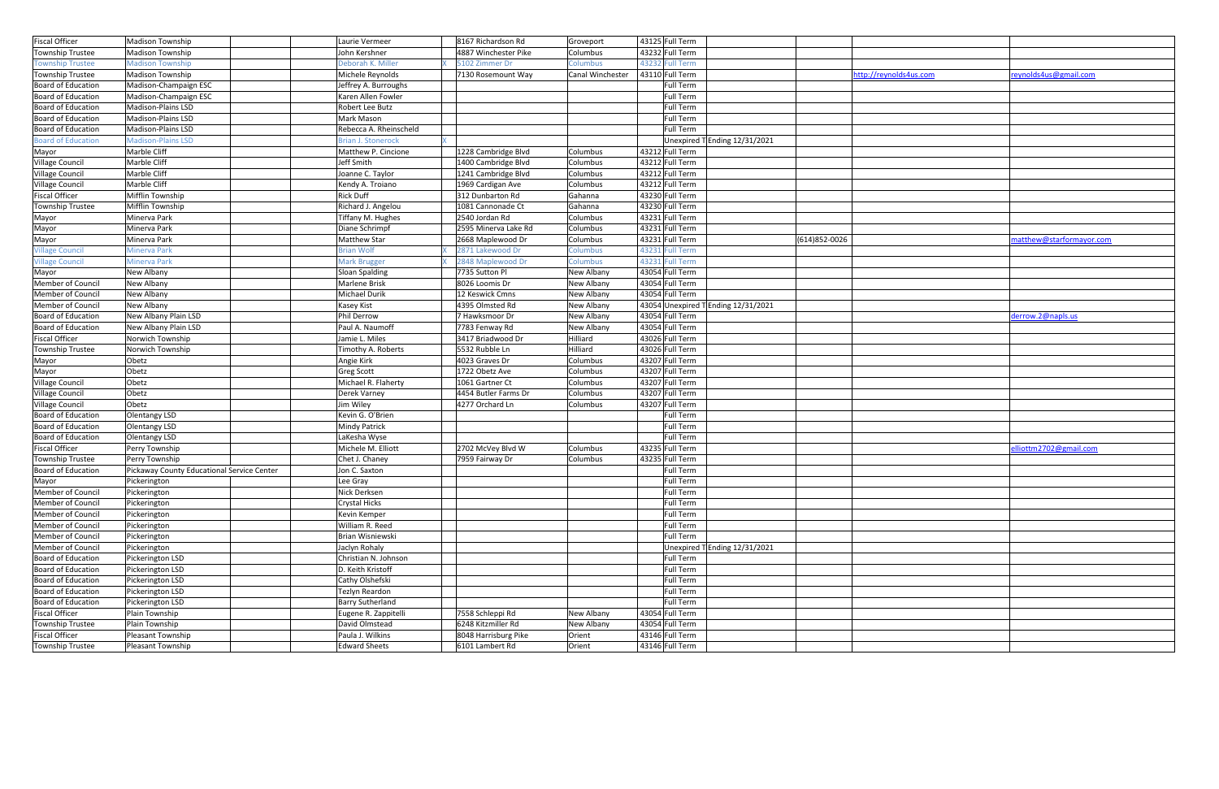| | | | | | | | | | | | | |
|---|---|---|---|---|---|---|---|---|---|---|---|---|
| Fiscal Officer | Madison Township | | | Laurie Vermeer | | 8167 Richardson Rd | Groveport | 43125 | Full Term | | | | |
| Township Trustee | Madison Township | | | John Kershner | | 4887 Winchester Pike | Columbus | 43232 | Full Term | | | | |
| Township Trustee | Madison Township | | | Deborah K. Miller | X | 5102 Zimmer Dr | Columbus | 43232 | Full Term | | | | |
| Township Trustee | Madison Township | | | Michele Reynolds | | 7130 Rosemount Way | Canal Winchester | 43110 | Full Term | | | http://reynolds4us.com | reynolds4us@gmail.com |
| Board of Education | Madison-Champaign ESC | | | Jeffrey A. Burroughs | | | | | Full Term | | | | |
| Board of Education | Madison-Champaign ESC | | | Karen Allen Fowler | | | | | Full Term | | | | |
| Board of Education | Madison-Plains LSD | | | Robert Lee Butz | | | | | Full Term | | | | |
| Board of Education | Madison-Plains LSD | | | Mark Mason | | | | | Full Term | | | | |
| Board of Education | Madison-Plains LSD | | | Rebecca A. Rheinscheld | | | | | Full Term | | | | |
| Board of Education | Madison-Plains LSD | | | Brian J. Stonerock | X | | | | Unexpired T | Ending 12/31/2021 | | | |
| Mayor | Marble Cliff | | | Matthew P. Cincione | | 1228 Cambridge Blvd | Columbus | 43212 | Full Term | | | | |
| Village Council | Marble Cliff | | | Jeff Smith | | 1400 Cambridge Blvd | Columbus | 43212 | Full Term | | | | |
| Village Council | Marble Cliff | | | Joanne C. Taylor | | 1241 Cambridge Blvd | Columbus | 43212 | Full Term | | | | |
| Village Council | Marble Cliff | | | Kendy A. Troiano | | 1969 Cardigan Ave | Columbus | 43212 | Full Term | | | | |
| Fiscal Officer | Mifflin Township | | | Rick Duff | | 312 Dunbarton Rd | Gahanna | 43230 | Full Term | | | | |
| Township Trustee | Mifflin Township | | | Richard J. Angelou | | 1081 Cannonade Ct | Gahanna | 43230 | Full Term | | | | |
| Mayor | Minerva Park | | | Tiffany M. Hughes | | 2540 Jordan Rd | Columbus | 43231 | Full Term | | | | |
| Mayor | Minerva Park | | | Diane Schrimpf | | 2595 Minerva Lake Rd | Columbus | 43231 | Full Term | | | | |
| Mayor | Minerva Park | | | Matthew Star | | 2668 Maplewood Dr | Columbus | 43231 | Full Term | | (614)852-0026 | | matthew@starformayor.com |
| Village Council | Minerva Park | | | Brian Wolf | X | 2871 Lakewood Dr | Columbus | 43231 | Full Term | | | | |
| Village Council | Minerva Park | | | Mark Brugger | X | 2848 Maplewood Dr | Columbus | 43231 | Full Term | | | | |
| Mayor | New Albany | | | Sloan Spalding | | 7735 Sutton Pl | New Albany | 43054 | Full Term | | | | |
| Member of Council | New Albany | | | Marlene Brisk | | 8026 Loomis Dr | New Albany | 43054 | Full Term | | | | |
| Member of Council | New Albany | | | Michael Durik | | 12 Keswick Cmns | New Albany | 43054 | Full Term | | | | |
| Member of Council | New Albany | | | Kasey Kist | | 4395 Olmsted Rd | New Albany | 43054 | Unexpired T | Ending 12/31/2021 | | | |
| Board of Education | New Albany Plain LSD | | | Phil Derrow | | 7 Hawksmoor Dr | New Albany | 43054 | Full Term | | | | derrow.2@napls.us |
| Board of Education | New Albany Plain LSD | | | Paul A. Naumoff | | 7783 Fenway Rd | New Albany | 43054 | Full Term | | | | |
| Fiscal Officer | Norwich Township | | | Jamie L. Miles | | 3417 Briadwood Dr | Hilliard | 43026 | Full Term | | | | |
| Township Trustee | Norwich Township | | | Timothy A. Roberts | | 5532 Rubble Ln | Hilliard | 43026 | Full Term | | | | |
| Mayor | Obetz | | | Angie Kirk | | 4023 Graves Dr | Columbus | 43207 | Full Term | | | | |
| Mayor | Obetz | | | Greg Scott | | 1722 Obetz Ave | Columbus | 43207 | Full Term | | | | |
| Village Council | Obetz | | | Michael R. Flaherty | | 1061 Gartner Ct | Columbus | 43207 | Full Term | | | | |
| Village Council | Obetz | | | Derek Varney | | 4454 Butler Farms Dr | Columbus | 43207 | Full Term | | | | |
| Village Council | Obetz | | | Jim Wiley | | 4277 Orchard Ln | Columbus | 43207 | Full Term | | | | |
| Board of Education | Olentangy LSD | | | Kevin G. O'Brien | | | | | Full Term | | | | |
| Board of Education | Olentangy LSD | | | Mindy Patrick | | | | | Full Term | | | | |
| Board of Education | Olentangy LSD | | | LaKesha Wyse | | | | | Full Term | | | | |
| Fiscal Officer | Perry Township | | | Michele M. Elliott | | 2702 McVey Blvd W | Columbus | 43235 | Full Term | | | | elliottm2702@gmail.com |
| Township Trustee | Perry Township | | | Chet J. Chaney | | 7959 Fairway Dr | Columbus | 43235 | Full Term | | | | |
| Board of Education | Pickaway County Educational Service Center | | | Jon C. Saxton | | | | | Full Term | | | | |
| Mayor | Pickerington | | | Lee Gray | | | | | Full Term | | | | |
| Member of Council | Pickerington | | | Nick Derksen | | | | | Full Term | | | | |
| Member of Council | Pickerington | | | Crystal Hicks | | | | | Full Term | | | | |
| Member of Council | Pickerington | | | Kevin Kemper | | | | | Full Term | | | | |
| Member of Council | Pickerington | | | William R. Reed | | | | | Full Term | | | | |
| Member of Council | Pickerington | | | Brian Wisniewski | | | | | Full Term | | | | |
| Member of Council | Pickerington | | | Jaclyn Rohaly | | | | | Unexpired T | Ending 12/31/2021 | | | |
| Board of Education | Pickerington LSD | | | Christian N. Johnson | | | | | Full Term | | | | |
| Board of Education | Pickerington LSD | | | D. Keith Kristoff | | | | | Full Term | | | | |
| Board of Education | Pickerington LSD | | | Cathy Olshefski | | | | | Full Term | | | | |
| Board of Education | Pickerington LSD | | | Tezlyn Reardon | | | | | Full Term | | | | |
| Board of Education | Pickerington LSD | | | Barry Sutherland | | | | | Full Term | | | | |
| Fiscal Officer | Plain Township | | | Eugene R. Zappitelli | | 7558 Schleppi Rd | New Albany | 43054 | Full Term | | | | |
| Township Trustee | Plain Township | | | David Olmstead | | 6248 Kitzmiller Rd | New Albany | 43054 | Full Term | | | | |
| Fiscal Officer | Pleasant Township | | | Paula J. Wilkins | | 8048 Harrisburg Pike | Orient | 43146 | Full Term | | | | |
| Township Trustee | Pleasant Township | | | Edward Sheets | | 6101 Lambert Rd | Orient | 43146 | Full Term | | | | |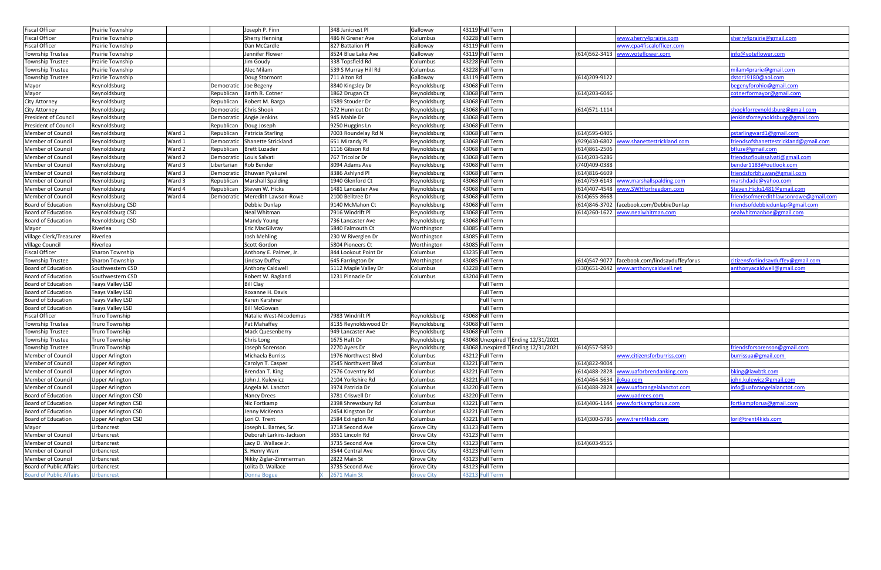| Fiscal Officer | Prairie Township | | | Joseph P. Finn | | 348 Janicrest Pl | Galloway | 43119 | Full Term | | | | |
|---|---|---|---|---|---|---|---|---|---|---|---|---|---|
| Fiscal Officer | Prairie Township | | | Sherry Henning | | 486 N Grener Ave | Columbus | 43228 | Full Term | | | www.sherry4prairie.com | sherry4prairie@gmail.com |
| Fiscal Officer | Prairie Township | | | Dan McCardle | | 827 Battalion Pl | Galloway | 43119 | Full Term | | | www.cpa4fiscalofficer.com | |
| Township Trustee | Prairie Township | | | Jennifer Flower | | 8524 Blue Lake Ave | Galloway | 43119 | Full Term | | (614)562-3413 | www.voteflower.com | info@voteflower.com |
| Township Trustee | Prairie Township | | | Jim Goudy | | 338 Topsfield Rd | Columbus | 43228 | Full Term | | | | |
| Township Trustee | Prairie Township | | | Alec Milam | | 539 S Murray Hill Rd | Columbus | 43228 | Full Term | | | | milam4prarie@gmail.com |
| Township Trustee | Prairie Township | | | Doug Stormont | | 711 Alton Rd | Galloway | 43119 | Full Term | | (614)209-9122 | | dstor19180@aol.com |
| Mayor | Reynoldsburg | | Democratic | Joe Begeny | | 8840 Kingsley Dr | Reynoldsburg | 43068 | Full Term | | | | begenyforohio@gmail.com |
| Mayor | Reynoldsburg | | Republican | Barth R. Cotner | | 1862 Drugan Ct | Reynoldsburg | 43068 | Full Term | | (614)203-6046 | | cotnerformayor@gmail.com |
| City Attorney | Reynoldsburg | | Republican | Robert M. Barga | | 1589 Stouder Dr | Reynoldsburg | 43068 | Full Term | | | | |
| City Attorney | Reynoldsburg | | Democratic | Chris Shook | | 572 Hunnicut Dr | Reynoldsburg | 43068 | Full Term | | (614)571-1114 | | shookforreynoldsburg@gmail.com |
| President of Council | Reynoldsburg | | Democratic | Angie Jenkins | | 945 Mahle Dr | Reynoldsburg | 43068 | Full Term | | | | jenkinsforreynoldsburg@gmail.com |
| President of Council | Reynoldsburg | | Republican | Doug Joseph | | 9250 Huggins Ln | Reynoldsburg | 43068 | Full Term | | | | |
| Member of Council | Reynoldsburg | Ward 1 | Republican | Patricia Starling | | 7003 Roundelay Rd N | Reynoldsburg | 43068 | Full Term | | (614)595-0405 | | pstarlingward1@gmail.com |
| Member of Council | Reynoldsburg | Ward 1 | Democratic | Shanette Strickland | | 651 Mirandy Pl | Reynoldsburg | 43068 | Full Term | | (929)430-6802 | www.shanettestrickland.com | friendsofshanettestrickland@gmail.com |
| Member of Council | Reynoldsburg | Ward 2 | Republican | Brett Luzader | | 1116 Gibson Rd | Reynoldsburg | 43068 | Full Term | | (614)861-2506 | | bfluze@gmail.com |
| Member of Council | Reynoldsburg | Ward 2 | Democratic | Louis Salvati | | 767 Tricolor Dr | Reynoldsburg | 43068 | Full Term | | (614)203-5286 | | friendsoflouissalvati@gmail.com |
| Member of Council | Reynoldsburg | Ward 3 | Libertarian | Rob Bender | | 8094 Adams Ave | Reynoldsburg | 43068 | Full Term | | (740)409-0388 | | bender1183@outlook.com |
| Member of Council | Reynoldsburg | Ward 3 | Democratic | Bhuwan Pyakurel | | 8386 Ashlynd Pl | Reynoldsburg | 43068 | Full Term | | (614)816-6609 | | friendsforbhuwan@gmail.com |
| Member of Council | Reynoldsburg | Ward 3 | Republican | Marshall Spalding | | 1940 Glenford Ct | Reynoldsburg | 43068 | Full Term | | (614)759-6143 | www.marshallspalding.com | marshdade@yahoo.com |
| Member of Council | Reynoldsburg | Ward 4 | Republican | Steven W. Hicks | | 1481 Lancaster Ave | Reynoldsburg | 43068 | Full Term | | (614)407-4548 | www.SWHforfreedom.com | Steven.Hicks1481@gmail.com |
| Member of Council | Reynoldsburg | Ward 4 | Democratic | Meredith Lawson-Rowe | | 2100 Belltree Dr | Reynoldsburg | 43068 | Full Term | | (614)655-8668 | | friendsofmeredithlawsonrowe@gmail.com |
| Board of Education | Reynoldsburg CSD | | | Debbie Dunlap | | 9140 McMahon Ct | Reynoldsburg | 43068 | Full Term | | (614)846-3702 | facebook.com/DebbieDunlap | friendsofdebbiedunlap@gmail.com |
| Board of Education | Reynoldsburg CSD | | | Neal Whitman | | 7916 Windrift Pl | Reynoldsburg | 43068 | Full Term | | (614)260-1622 | www.nealwhitman.com | nealwhitmanboe@gmail.com |
| Board of Education | Reynoldsburg CSD | | | Mandy Young | | 736 Lancaster Ave | Reynoldsburg | 43068 | Full Term | | | | |
| Mayor | Riverlea | | | Eric MacGilvray | | 5840 Falmouth Ct | Worthington | 43085 | Full Term | | | | |
| Village Clerk/Treasurer | Riverlea | | | Josh Mehling | | 230 W Riverglen Dr | Worthington | 43085 | Full Term | | | | |
| Village Council | Riverlea | | | Scott Gordon | | 5804 Pioneers Ct | Worthington | 43085 | Full Term | | | | |
| Fiscal Officer | Sharon Township | | | Anthony E. Palmer, Jr. | | 844 Lookout Point Dr | Columbus | 43235 | Full Term | | | | |
| Township Trustee | Sharon Township | | | Lindsay Duffey | | 645 Farrington Dr | Worthington | 43085 | Full Term | | (614)547-9077 | facebook.com/lindsayduffeyforus | citizensforlindsayduffey@gmail.com |
| Board of Education | Southwestern CSD | | | Anthony Caldwell | | 5112 Maple Valley Dr | Columbus | 43228 | Full Term | | (330)651-2042 | www.anthonycaldwell.net | anthonyacaldwell@gmail.com |
| Board of Education | Southwestern CSD | | | Robert W. Ragland | | 1231 Pinnacle Dr | Columbus | 43204 | Full Term | | | | |
| Board of Education | Teays Valley LSD | | | Bill Clay | | | | | Full Term | | | | |
| Board of Education | Teays Valley LSD | | | Roxanne H. Davis | | | | | Full Term | | | | |
| Board of Education | Teays Valley LSD | | | Karen Karshner | | | | | Full Term | | | | |
| Board of Education | Teays Valley LSD | | | Bill McGowan | | | | | Full Term | | | | |
| Fiscal Officer | Truro Township | | | Natalie West-Nicodemus | | 7983 Windrift Pl | Reynoldsburg | 43068 | Full Term | | | | |
| Township Trustee | Truro Township | | | Pat Mahaffey | | 8135 Reynoldswood Dr | Reynoldsburg | 43068 | Full Term | | | | |
| Township Trustee | Truro Township | | | Mack Quesenberry | | 949 Lancaster Ave | Reynoldsburg | 43068 | Full Term | | | | |
| Township Trustee | Truro Township | | | Chris Long | | 1675 Haft Dr | Reynoldsburg | 43068 | Unexpired T | Ending 12/31/2021 | | | |
| Township Trustee | Truro Township | | | Joseph Sorenson | | 2270 Ayers Dr | Reynoldsburg | 43068 | Unexpired T | Ending 12/31/2021 | (614)557-5850 | | friendsforsorenson@gmail.com |
| Member of Council | Upper Arlington | | | Michaela Burriss | | 1976 Northwest Blvd | Columbus | 43212 | Full Term | | | www.citizensforburriss.com | burrissua@gmail.com |
| Member of Council | Upper Arlington | | | Carolyn T. Casper | | 2545 Northwest Blvd | Columbus | 43221 | Full Term | | (614)822-9004 | | |
| Member of Council | Upper Arlington | | | Brendan T. King | | 2576 Coventry Rd | Columbus | 43221 | Full Term | | (614)488-2828 | www.uaforbrendanking.com | bking@lawbtk.com |
| Member of Council | Upper Arlington | | | John J. Kulewicz | | 2104 Yorkshire Rd | Columbus | 43221 | Full Term | | (614)464-5634 | jk4ua.com | john.kulewicz@gmail.com |
| Member of Council | Upper Arlington | | | Angela M. Lanctot | | 3974 Patricia Dr | Columbus | 43220 | Full Term | | (614)488-2828 | www.uaforangelalanctot.com | info@uaforangelalanctot.com |
| Board of Education | Upper Arlington CSD | | | Nancy Drees | | 3781 Criswell Dr | Columbus | 43220 | Full Term | | | www.uadrees.com | |
| Board of Education | Upper Arlington CSD | | | Nic Fortkamp | | 2398 Shrewsbury Rd | Columbus | 43221 | Full Term | | (614)406-1144 | www.fortkampforua.com | fortkampforua@gmail.com |
| Board of Education | Upper Arlington CSD | | | Jenny McKenna | | 2454 Kingston Dr | Columbus | 43221 | Full Term | | | | |
| Board of Education | Upper Arlington CSD | | | Lori O. Trent | | 2584 Edington Rd | Columbus | 43221 | Full Term | | (614)300-5786 | www.trent4kids.com | lori@trent4kids.com |
| Mayor | Urbancrest | | | Joseph L. Barnes, Sr. | | 3718 Second Ave | Grove City | 43123 | Full Term | | | | |
| Member of Council | Urbancrest | | | Deborah Larkins-Jackson | | 3651 Lincoln Rd | Grove City | 43123 | Full Term | | | | |
| Member of Council | Urbancrest | | | Lacy D. Wallace Jr. | | 3735 Second Ave | Grove City | 43123 | Full Term | | (614)603-9555 | | |
| Member of Council | Urbancrest | | | S. Henry Warr | | 3544 Central Ave | Grove City | 43123 | Full Term | | | | |
| Member of Council | Urbancrest | | | Nikky Ziglar-Zimmerman | | 2822 Main St | Grove City | 43123 | Full Term | | | | |
| Board of Public Affairs | Urbancrest | | | Lolita D. Wallace | | 3735 Second Ave | Grove City | 43123 | Full Term | | | | |
| Board of Public Affairs | Urbancrest | | | Donna Bogue | X | 2671 Main St | Grove City | 43213 | Full Term | | | | |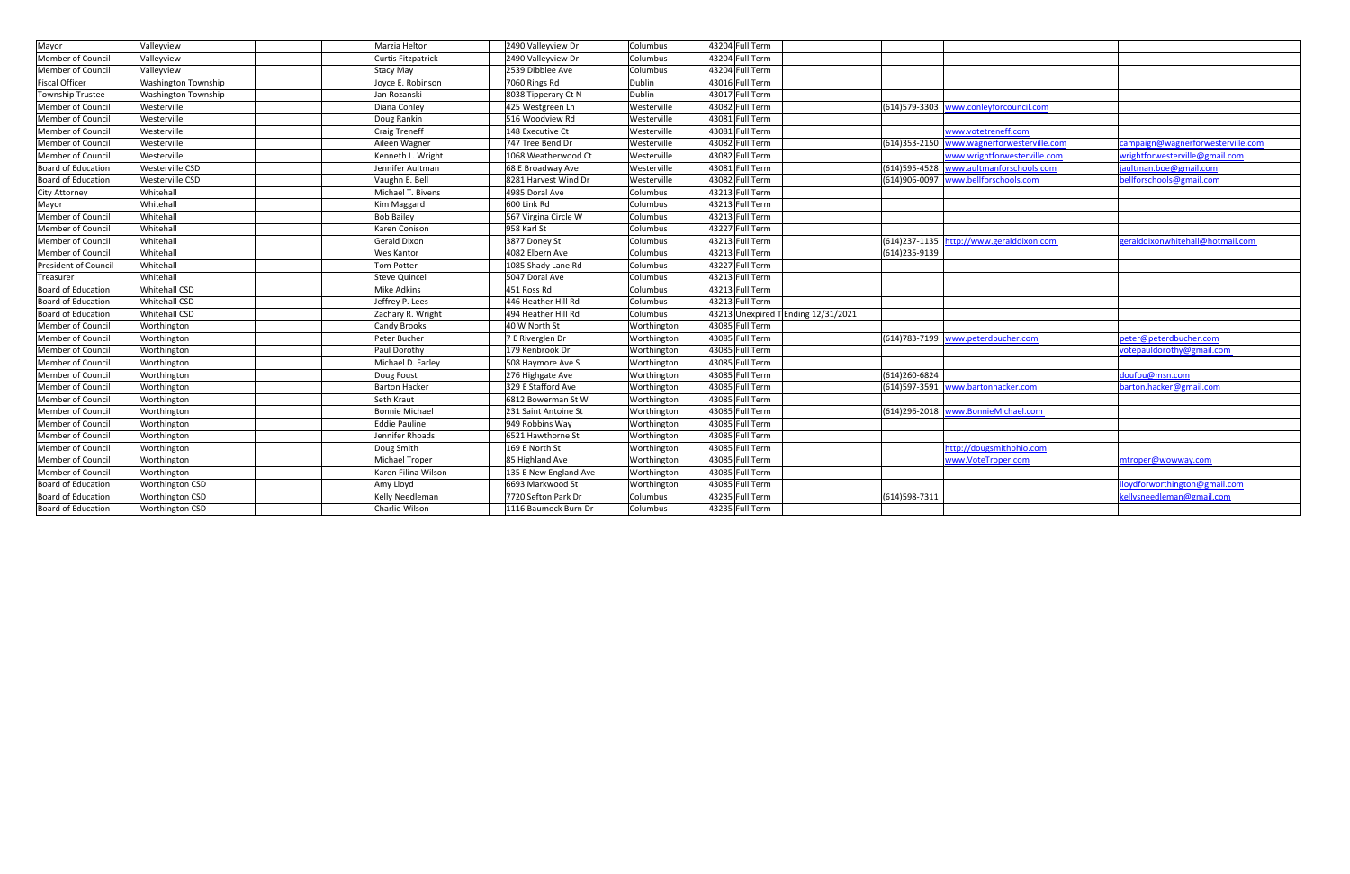| | | | | | | | | | | | | |
|---|---|---|---|---|---|---|---|---|---|---|---|---|
| Mayor | Valleyview | | | Marzia Helton | 2490 Valleyview Dr | Columbus | 43204 | Full Term | | | | |
| Member of Council | Valleyview | | | Curtis Fitzpatrick | 2490 Valleyview Dr | Columbus | 43204 | Full Term | | | | |
| Member of Council | Valleyview | | | Stacy May | 2539 Dibblee Ave | Columbus | 43204 | Full Term | | | | |
| Fiscal Officer | Washington Township | | | Joyce E. Robinson | 7060 Rings Rd | Dublin | 43016 | Full Term | | | | |
| Township Trustee | Washington Township | | | Jan Rozanski | 8038 Tipperary Ct N | Dublin | 43017 | Full Term | | | | |
| Member of Council | Westerville | | | Diana Conley | 425 Westgreen Ln | Westerville | 43082 | Full Term | | (614)579-3303 | www.conleyforcouncil.com | |
| Member of Council | Westerville | | | Doug Rankin | 516 Woodview Rd | Westerville | 43081 | Full Term | | | | |
| Member of Council | Westerville | | | Craig Treneff | 148 Executive Ct | Westerville | 43081 | Full Term | | | www.votetreneff.com | |
| Member of Council | Westerville | | | Aileen Wagner | 747 Tree Bend Dr | Westerville | 43082 | Full Term | | (614)353-2150 | www.wagnerforwesterville.com | campaign@wagnerforwesterville.com |
| Member of Council | Westerville | | | Kenneth L. Wright | 1068 Weatherwood Ct | Westerville | 43082 | Full Term | | | www.wrightforwesterville.com | wrightforwesterville@gmail.com |
| Board of Education | Westerville CSD | | | Jennifer Aultman | 68 E Broadway Ave | Westerville | 43081 | Full Term | | (614)595-4528 | www.aultmanforschools.com | jaultman.boe@gmail.com |
| Board of Education | Westerville CSD | | | Vaughn E. Bell | 8281 Harvest Wind Dr | Westerville | 43082 | Full Term | | (614)906-0097 | www.bellforschools.com | bellforschools@gmail.com |
| City Attorney | Whitehall | | | Michael T. Bivens | 4985 Doral Ave | Columbus | 43213 | Full Term | | | | |
| Mayor | Whitehall | | | Kim Maggard | 600 Link Rd | Columbus | 43213 | Full Term | | | | |
| Member of Council | Whitehall | | | Bob Bailey | 567 Virgina Circle W | Columbus | 43213 | Full Term | | | | |
| Member of Council | Whitehall | | | Karen Conison | 958 Karl St | Columbus | 43227 | Full Term | | | | |
| Member of Council | Whitehall | | | Gerald Dixon | 3877 Doney St | Columbus | 43213 | Full Term | | (614)237-1135 | http://www.geralddixon.com | geralddixonwhitehall@hotmail.com |
| Member of Council | Whitehall | | | Wes Kantor | 4082 Elbern Ave | Columbus | 43213 | Full Term | | (614)235-9139 | | |
| President of Council | Whitehall | | | Tom Potter | 1085 Shady Lane Rd | Columbus | 43227 | Full Term | | | | |
| Treasurer | Whitehall | | | Steve Quincel | 5047 Doral Ave | Columbus | 43213 | Full Term | | | | |
| Board of Education | Whitehall CSD | | | Mike Adkins | 451 Ross Rd | Columbus | 43213 | Full Term | | | | |
| Board of Education | Whitehall CSD | | | Jeffrey P. Lees | 446 Heather Hill Rd | Columbus | 43213 | Full Term | | | | |
| Board of Education | Whitehall CSD | | | Zachary R. Wright | 494 Heather Hill Rd | Columbus | 43213 | Unexpired T | Ending 12/31/2021 | | | |
| Member of Council | Worthington | | | Candy Brooks | 40 W North St | Worthington | 43085 | Full Term | | | | |
| Member of Council | Worthington | | | Peter Bucher | 7 E Riverglen Dr | Worthington | 43085 | Full Term | | (614)783-7199 | www.peterdbucher.com | peter@peterdbucher.com |
| Member of Council | Worthington | | | Paul Dorothy | 179 Kenbrook Dr | Worthington | 43085 | Full Term | | | | votepauldorothy@gmail.com |
| Member of Council | Worthington | | | Michael D. Farley | 508 Haymore Ave S | Worthington | 43085 | Full Term | | | | |
| Member of Council | Worthington | | | Doug Foust | 276 Highgate Ave | Worthington | 43085 | Full Term | | (614)260-6824 | | doufou@msn.com |
| Member of Council | Worthington | | | Barton Hacker | 329 E Stafford Ave | Worthington | 43085 | Full Term | | (614)597-3591 | www.bartonhacker.com | barton.hacker@gmail.com |
| Member of Council | Worthington | | | Seth Kraut | 6812 Bowerman St W | Worthington | 43085 | Full Term | | | | |
| Member of Council | Worthington | | | Bonnie Michael | 231 Saint Antoine St | Worthington | 43085 | Full Term | | (614)296-2018 | www.BonnieMichael.com | |
| Member of Council | Worthington | | | Eddie Pauline | 949 Robbins Way | Worthington | 43085 | Full Term | | | | |
| Member of Council | Worthington | | | Jennifer Rhoads | 6521 Hawthorne St | Worthington | 43085 | Full Term | | | | |
| Member of Council | Worthington | | | Doug Smith | 169 E North St | Worthington | 43085 | Full Term | | | http://dougsmithohio.com | |
| Member of Council | Worthington | | | Michael Troper | 85 Highland Ave | Worthington | 43085 | Full Term | | | www.VoteTroper.com | mtroper@wowway.com |
| Member of Council | Worthington | | | Karen Filina Wilson | 135 E New England Ave | Worthington | 43085 | Full Term | | | | |
| Board of Education | Worthington CSD | | | Amy Lloyd | 6693 Markwood St | Worthington | 43085 | Full Term | | | | lloydforworthington@gmail.com |
| Board of Education | Worthington CSD | | | Kelly Needleman | 7720 Sefton Park Dr | Columbus | 43235 | Full Term | | (614)598-7311 | | kellysneedleman@gmail.com |
| Board of Education | Worthington CSD | | | Charlie Wilson | 1116 Baumock Burn Dr | Columbus | 43235 | Full Term | | | | |